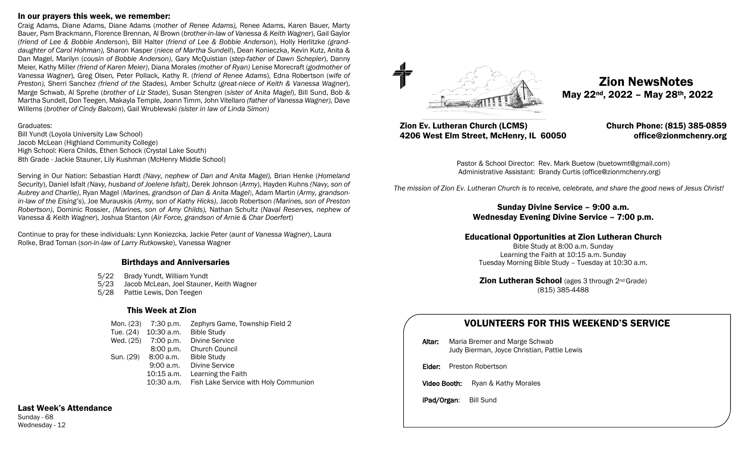# Zion NewsNotes

**May 22nd, 2022 – May 28th, 2022**

**Zion Ev. Lutheran Church (LCMS)**
**4206 West Elm Street, McHenry, IL 60050**

**Church Phone: (815) 385-0859**
**office@zionmchenry.org**

Pastor & School Director: Rev. Mark Buetow (buetowmt@gmail.com)
Administrative Assistant: Brandy Curtis (office@zionmchenry.org)

*The mission of Zion Ev. Lutheran Church is to receive, celebrate, and share the good news of Jesus Christ!*

**Sunday Divine Service – 9:00 a.m.**
**Wednesday Evening Divine Service – 7:00 p.m.**

### Educational Opportunities at Zion Lutheran Church

Bible Study at 8:00 a.m. Sunday
Learning the Faith at 10:15 a.m. Sunday
Tuesday Morning Bible Study – Tuesday at 10:30 a.m.

**Zion Lutheran School** (ages 3 through 2nd Grade)
(815) 385-4488

## VOLUNTEERS FOR THIS WEEKEND'S SERVICE

**Altar:** Maria Bremer and Marge Schwab
Judy Bierman, Joyce Christian, Pattie Lewis

**Elder:** Preston Robertson

**Video Booth:** Ryan & Kathy Morales

**iPad/Organ:** Bill Sund

### In our prayers this week, we remember:

Craig Adams, Diane Adams, Diane Adams (*mother of Renee Adams),* Renee Adams, Karen Bauer, Marty Bauer, Pam Brackmann, Florence Brennan, Al Brown (*brother-in-law of Vanessa & Keith Wagner*), Gail Gaylor (*friend of Lee & Bobbie Anderson*), Bill Halter (*friend of Lee & Bobbie Anderson*), Holly Herlitzke *(grand-daughter of Carol Hohman),* Sharon Kasper (*niece of Martha Sundell*), Dean Konieczka, Kevin Kutz, Anita & Dan Magel, Marilyn (*cousin of Bobbie Anderson)*, Gary McQuistian (*step-father of Dawn Schepler*), Danny Meier, Kathy Miller *(friend of Karen Meier)*, Diana Morales *(mother of Ryan)* Lenise Morecraft (*godmother of Vanessa Wagner*)*,* Greg Olsen*,* Peter Pollack, Kathy R. (*friend of Renee Adams*), Edna Robertson (*wife of Preston),* Sherri Sanchez *(friend of the Stades),* Amber Schultz (*great-niece of Keith & Vanessa Wagner*), Marge Schwab, Al Sprehe (*brother of Liz Stade*), Susan Stengren (*sister of Anita Magel*), Bill Sund, Bob & Martha Sundell, Don Teegen, Makayla Temple, Joann Timm, John Vitellaro *(father of Vanessa Wagner),* Dave Willems (*brother of Cindy Balcom*), Gail Wrublewski *(sister in law of Linda Simon)*

Graduates:
Bill Yundt (Loyola University Law School)
Jacob McLean (Highland Community College)
High School: Kiera Childs, Ethen Schock (Crystal Lake South)
8th Grade - Jackie Stauner, Lily Kushman (McHenry Middle School)

Serving in Our Nation: Sebastian Hardt *(Navy, nephew of Dan and Anita Magel),* Brian Henke (*Homeland Security*), Daniel Isfalt *(Navy, husband of Joelene Isfalt)*, Derek Johnson (*Army*), Hayden Kuhns *(Navy, son of Aubrey and Charlie)*, Ryan Magel (*Marines, grandson of Dan & Anita Magel*), Adam Martin (*Army, grandson-in-law of the Eising's*), Joe Murauskis *(Army, son of Kathy Hicks)*, Jacob Robertson *(Marines, son of Preston Robertson)*, Dominic Rossier, *(Marines, son of Amy Childs),* Nathan Schultz (*Naval Reserves, nephew of Vanessa & Keith Wagner*), Joshua Stanton (*Air Force, grandson of Arnie & Char Doerfert*)

Continue to pray for these individuals: Lynn Koniezcka, Jackie Peter (*aunt of Vanessa Wagner*), Laura Rolke, Brad Toman (*son-in-law of Larry Rutkowske*), Vanessa Wagner

### Birthdays and Anniversaries

- 5/22 Brady Yundt, William Yundt
- 5/23 Jacob McLean, Joel Stauner, Keith Wagner
- 5/28 Pattie Lewis, Don Teegen

### This Week at Zion

| | | |
|---|---|---|
| Mon. (23) | 7:30 p.m. | Zephyrs Game, Township Field 2 |
| Tue. (24) | 10:30 a.m. | Bible Study |
| Wed. (25) | 7:00 p.m. | Divine Service |
| | 8:00 p.m. | Church Council |
| Sun. (29) | 8:00 a.m. | Bible Study |
| | 9:00 a.m. | Divine Service |
| | 10:15 a.m. | Learning the Faith |
| | 10:30 a.m. | Fish Lake Service with Holy Communion |

### Last Week's Attendance

Sunday - 68
Wednesday - 12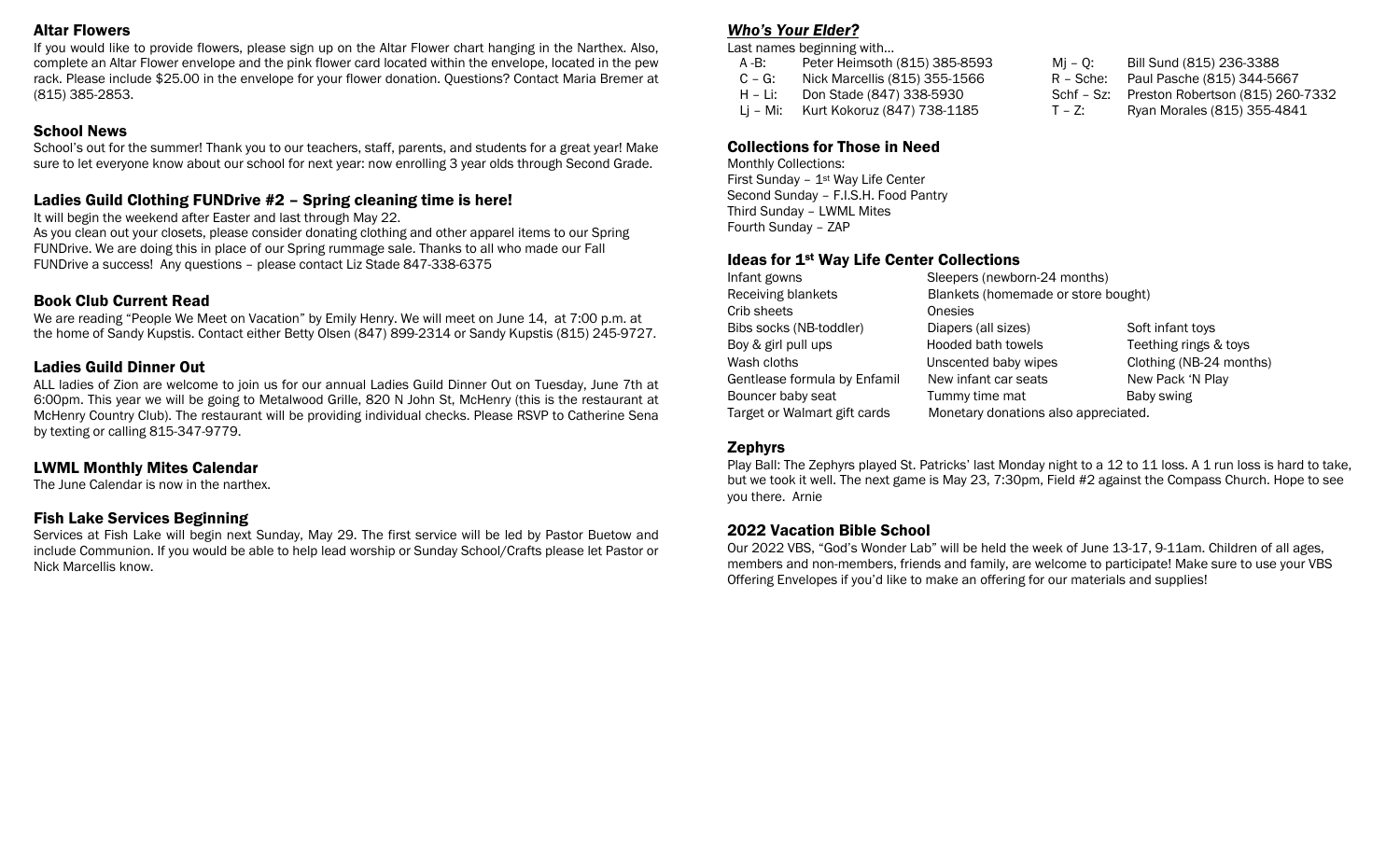## Altar Flowers

If you would like to provide flowers, please sign up on the Altar Flower chart hanging in the Narthex. Also, complete an Altar Flower envelope and the pink flower card located within the envelope, located in the pew rack. Please include $25.00 in the envelope for your flower donation. Questions? Contact Maria Bremer at (815) 385-2853.

## School News

School's out for the summer! Thank you to our teachers, staff, parents, and students for a great year! Make sure to let everyone know about our school for next year: now enrolling 3 year olds through Second Grade.

## Ladies Guild Clothing FUNDrive #2 – Spring cleaning time is here!

It will begin the weekend after Easter and last through May 22.
As you clean out your closets, please consider donating clothing and other apparel items to our Spring FUNDrive. We are doing this in place of our Spring rummage sale. Thanks to all who made our Fall FUNDrive a success! Any questions – please contact Liz Stade 847-338-6375

## Book Club Current Read

We are reading "People We Meet on Vacation" by Emily Henry. We will meet on June 14, at 7:00 p.m. at the home of Sandy Kupstis. Contact either Betty Olsen (847) 899-2314 or Sandy Kupstis (815) 245-9727.

## Ladies Guild Dinner Out

ALL ladies of Zion are welcome to join us for our annual Ladies Guild Dinner Out on Tuesday, June 7th at 6:00pm. This year we will be going to Metalwood Grille, 820 N John St, McHenry (this is the restaurant at McHenry Country Club). The restaurant will be providing individual checks. Please RSVP to Catherine Sena by texting or calling 815-347-9779.

## LWML Monthly Mites Calendar

The June Calendar is now in the narthex.

## Fish Lake Services Beginning

Services at Fish Lake will begin next Sunday, May 29. The first service will be led by Pastor Buetow and include Communion. If you would be able to help lead worship or Sunday School/Crafts please let Pastor or Nick Marcellis know.

## *Who's Your Elder?*

Last names beginning with...

| | | | |
|---|---|---|---|
| A -B: | Peter Heimsoth (815) 385-8593 | Mj – Q: | Bill Sund (815) 236-3388 |
| C – G: | Nick Marcellis (815) 355-1566 | R – Sche: | Paul Pasche (815) 344-5667 |
| H – Li: | Don Stade (847) 338-5930 | Schf – Sz: | Preston Robertson (815) 260-7332 |
| Lj – Mi: | Kurt Kokoruz (847) 738-1185 | T – Z: | Ryan Morales (815) 355-4841 |

## Collections for Those in Need

Monthly Collections:
First Sunday – 1st Way Life Center
Second Sunday – F.I.S.H. Food Pantry
Third Sunday – LWML Mites
Fourth Sunday – ZAP

## Ideas for 1st Way Life Center Collections

| | | |
|---|---|---|
| Infant gowns | Sleepers (newborn-24 months) | |
| Receiving blankets | Blankets (homemade or store bought) | |
| Crib sheets | Onesies | |
| Bibs socks (NB-toddler) | Diapers (all sizes) | Soft infant toys |
| Boy & girl pull ups | Hooded bath towels | Teething rings & toys |
| Wash cloths | Unscented baby wipes | Clothing (NB-24 months) |
| Gentlease formula by Enfamil | New infant car seats | New Pack 'N Play |
| Bouncer baby seat | Tummy time mat | Baby swing |
| Target or Walmart gift cards | Monetary donations also appreciated. | |

## Zephyrs

Play Ball: The Zephyrs played St. Patricks' last Monday night to a 12 to 11 loss. A 1 run loss is hard to take, but we took it well. The next game is May 23, 7:30pm, Field #2 against the Compass Church. Hope to see you there. Arnie

## 2022 Vacation Bible School

Our 2022 VBS, "God's Wonder Lab" will be held the week of June 13-17, 9-11am. Children of all ages, members and non-members, friends and family, are welcome to participate! Make sure to use your VBS Offering Envelopes if you'd like to make an offering for our materials and supplies!